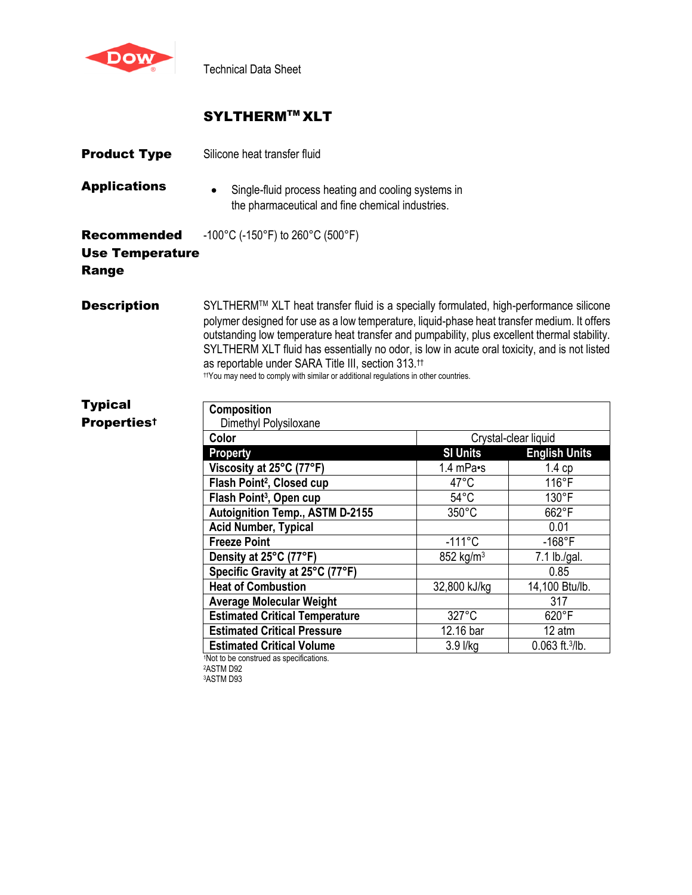Technical Data Sheet

# SYLTHERM™ XLT

**Product Type**

Silicone heat transfer fluid

**Applications**

- Single-fluid process heating and cooling systems in the pharmaceutical and fine chemical industries.

**Recommended Use Temperature Range**

-100°C (-150°F) to 260°C (500°F)

**Description**

SYLTHERM™ XLT heat transfer fluid is a specially formulated, high-performance silicone polymer designed for use as a low temperature, liquid-phase heat transfer medium. It offers outstanding low temperature heat transfer and pumpability, plus excellent thermal stability. SYLTHERM XLT fluid has essentially no odor, is low in acute oral toxicity, and is not listed as reportable under SARA Title III, section 313.[††]

[††]You may need to comply with similar or additional regulations in other countries.

**Typical Properties[†]**

| Composition | | |
|---|---|---|
| Dimethyl Polysiloxane | | |
| **Color** | Crystal-clear liquid | |
| **Property** | **SI Units** | **English Units** |
| **Viscosity at 25°C (77°F)** | 1.4 mPa•s | 1.4 cp |
| **Flash Point[2], Closed cup** | 47°C | 116°F |
| **Flash Point[3], Open cup** | 54°C | 130°F |
| **Autoignition Temp., ASTM D-2155** | 350°C | 662°F |
| **Acid Number, Typical** | | 0.01 |
| **Freeze Point** | -111°C | -168°F |
| **Density at 25°C (77°F)** | 852 kg/m$^3$ | 7.1 lb./gal. |
| **Specific Gravity at 25°C (77°F)** | | 0.85 |
| **Heat of Combustion** | 32,800 kJ/kg | 14,100 Btu/lb. |
| **Average Molecular Weight** | | 317 |
| **Estimated Critical Temperature** | 327°C | 620°F |
| **Estimated Critical Pressure** | 12.16 bar | 12 atm |
| **Estimated Critical Volume** | 3.9 l/kg | 0.063 ft.$^3$/lb. |

[1]Not to be construed as specifications.
[2]ASTM D92
[3]ASTM D93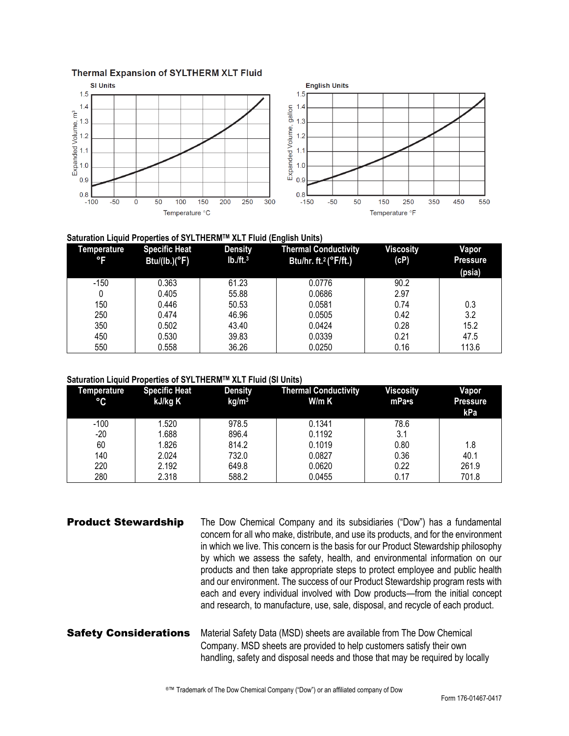## Thermal Expansion of SYLTHERM XLT Fluid

SI Units

English Units

### Saturation Liquid Properties of SYLTHERM™ XLT Fluid (English Units)

| Temperature °F | Specific Heat Btu/(lb.)(°F) | Density lb./ft.$^3$ | Thermal Conductivity Btu/hr. ft.$^2$ (°F/ft.) | Viscosity (cP) | Vapor Pressure (psia) |
|---|---|---|---|---|---|
| -150 | 0.363 | 61.23 | 0.0776 | 90.2 | |
| 0 | 0.405 | 55.88 | 0.0686 | 2.97 | |
| 150 | 0.446 | 50.53 | 0.0581 | 0.74 | 0.3 |
| 250 | 0.474 | 46.96 | 0.0505 | 0.42 | 3.2 |
| 350 | 0.502 | 43.40 | 0.0424 | 0.28 | 15.2 |
| 450 | 0.530 | 39.83 | 0.0339 | 0.21 | 47.5 |
| 550 | 0.558 | 36.26 | 0.0250 | 0.16 | 113.6 |

### Saturation Liquid Properties of SYLTHERM™ XLT Fluid (SI Units)

| Temperature °C | Specific Heat kJ/kg K | Density kg/m$^3$ | Thermal Conductivity W/m K | Viscosity mPa•s | Vapor Pressure kPa |
|---|---|---|---|---|---|
| -100 | 1.520 | 978.5 | 0.1341 | 78.6 | |
| -20 | 1.688 | 896.4 | 0.1192 | 3.1 | |
| 60 | 1.826 | 814.2 | 0.1019 | 0.80 | 1.8 |
| 140 | 2.024 | 732.0 | 0.0827 | 0.36 | 40.1 |
| 220 | 2.192 | 649.8 | 0.0620 | 0.22 | 261.9 |
| 280 | 2.318 | 588.2 | 0.0455 | 0.17 | 701.8 |

**Product Stewardship**

The Dow Chemical Company and its subsidiaries ("Dow") has a fundamental concern for all who make, distribute, and use its products, and for the environment in which we live. This concern is the basis for our Product Stewardship philosophy by which we assess the safety, health, and environmental information on our products and then take appropriate steps to protect employee and public health and our environment. The success of our Product Stewardship program rests with each and every individual involved with Dow products—from the initial concept and research, to manufacture, use, sale, disposal, and recycle of each product.

**Safety Considerations**

Material Safety Data (MSD) sheets are available from The Dow Chemical Company. MSD sheets are provided to help customers satisfy their own handling, safety and disposal needs and those that may be required by locally

®™ Trademark of The Dow Chemical Company ("Dow") or an affiliated company of Dow

Form 176-01467-0417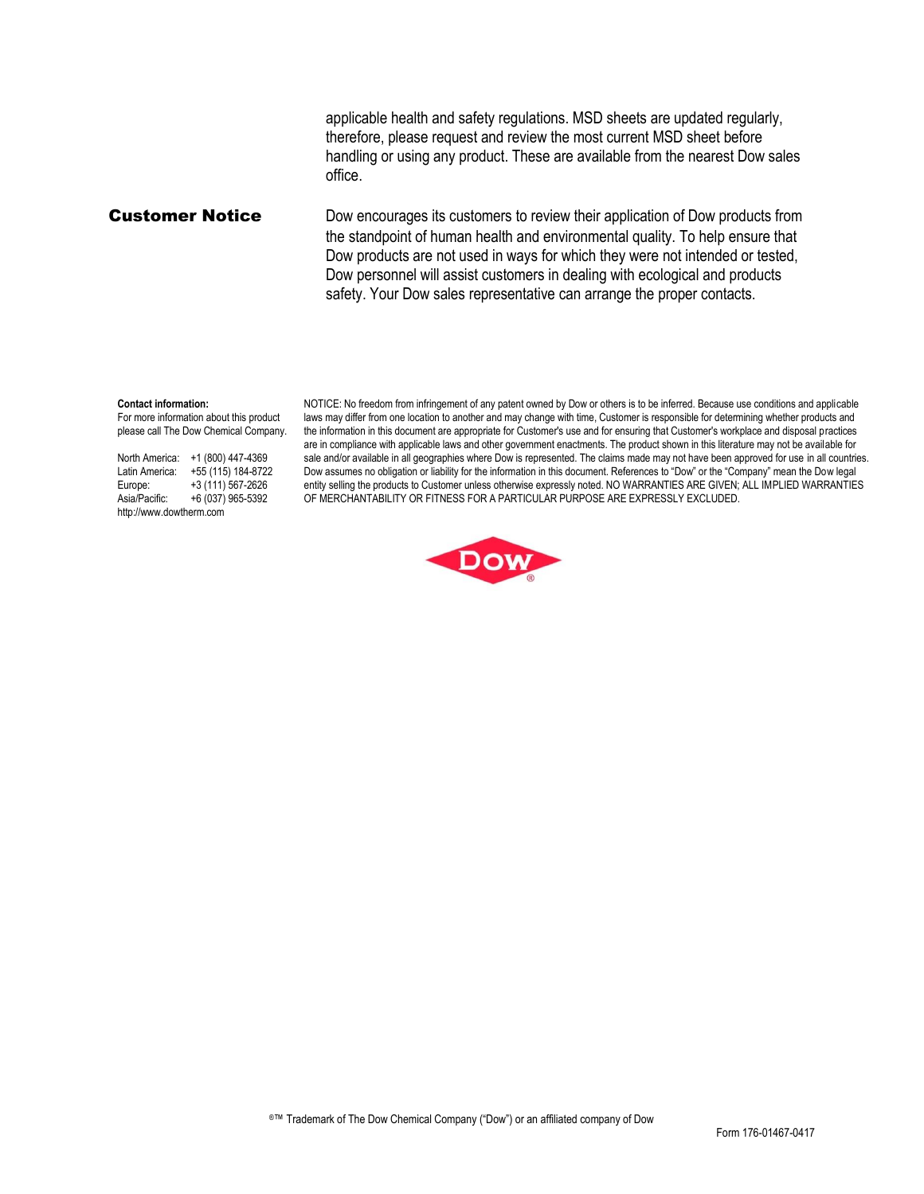applicable health and safety regulations. MSD sheets are updated regularly, therefore, please request and review the most current MSD sheet before handling or using any product. These are available from the nearest Dow sales office.

## Customer Notice

Dow encourages its customers to review their application of Dow products from the standpoint of human health and environmental quality. To help ensure that Dow products are not used in ways for which they were not intended or tested, Dow personnel will assist customers in dealing with ecological and products safety. Your Dow sales representative can arrange the proper contacts.

**Contact information:**
For more information about this product please call The Dow Chemical Company.

North America: +1 (800) 447-4369
Latin America: +55 (115) 184-8722
Europe: +3 (111) 567-2626
Asia/Pacific: +6 (037) 965-5392
http://www.dowtherm.com

NOTICE: No freedom from infringement of any patent owned by Dow or others is to be inferred. Because use conditions and applicable laws may differ from one location to another and may change with time, Customer is responsible for determining whether products and the information in this document are appropriate for Customer's use and for ensuring that Customer's workplace and disposal practices are in compliance with applicable laws and other government enactments. The product shown in this literature may not be available for sale and/or available in all geographies where Dow is represented. The claims made may not have been approved for use in all countries. Dow assumes no obligation or liability for the information in this document. References to "Dow" or the "Company" mean the Dow legal entity selling the products to Customer unless otherwise expressly noted. NO WARRANTIES ARE GIVEN; ALL IMPLIED WARRANTIES OF MERCHANTABILITY OR FITNESS FOR A PARTICULAR PURPOSE ARE EXPRESSLY EXCLUDED.

®™ Trademark of The Dow Chemical Company ("Dow") or an affiliated company of Dow

Form 176-01467-0417